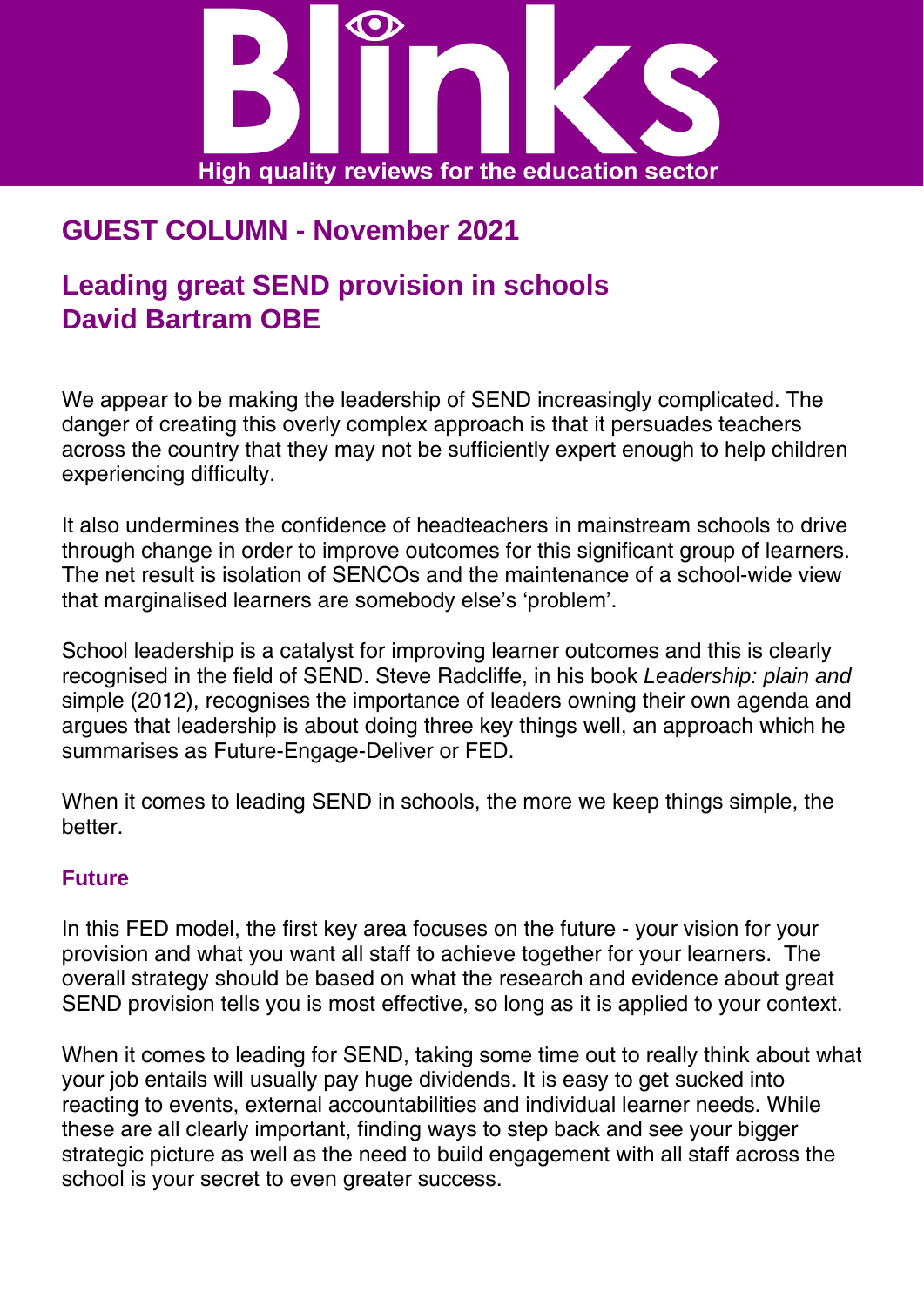# Blinks

High quality reviews for the education sector

## GUEST COLUMN - November 2021

## Leading great SEND provision in schools
## David Bartram OBE

We appear to be making the leadership of SEND increasingly complicated. The danger of creating this overly complex approach is that it persuades teachers across the country that they may not be sufficiently expert enough to help children experiencing difficulty.

It also undermines the confidence of headteachers in mainstream schools to drive through change in order to improve outcomes for this significant group of learners. The net result is isolation of SENCOs and the maintenance of a school-wide view that marginalised learners are somebody else's 'problem'.

School leadership is a catalyst for improving learner outcomes and this is clearly recognised in the field of SEND. Steve Radcliffe, in his book *Leadership: plain and simple* (2012), recognises the importance of leaders owning their own agenda and argues that leadership is about doing three key things well, an approach which he summarises as Future-Engage-Deliver or FED.

When it comes to leading SEND in schools, the more we keep things simple, the better.

### Future

In this FED model, the first key area focuses on the future - your vision for your provision and what you want all staff to achieve together for your learners. The overall strategy should be based on what the research and evidence about great SEND provision tells you is most effective, so long as it is applied to your context.

When it comes to leading for SEND, taking some time out to really think about what your job entails will usually pay huge dividends. It is easy to get sucked into reacting to events, external accountabilities and individual learner needs. While these are all clearly important, finding ways to step back and see your bigger strategic picture as well as the need to build engagement with all staff across the school is your secret to even greater success.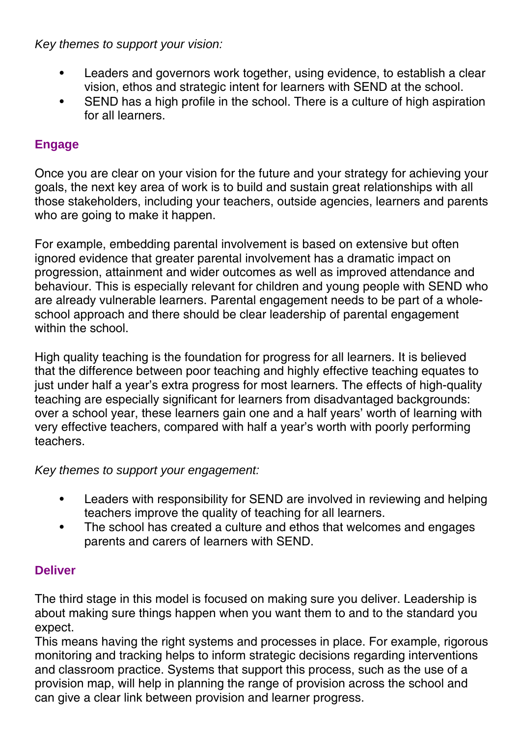*Key themes to support your vision:*

- Leaders and governors work together, using evidence, to establish a clear vision, ethos and strategic intent for learners with SEND at the school.
- SEND has a high profile in the school. There is a culture of high aspiration for all learners.

### Engage

Once you are clear on your vision for the future and your strategy for achieving your goals, the next key area of work is to build and sustain great relationships with all those stakeholders, including your teachers, outside agencies, learners and parents who are going to make it happen.

For example, embedding parental involvement is based on extensive but often ignored evidence that greater parental involvement has a dramatic impact on progression, attainment and wider outcomes as well as improved attendance and behaviour. This is especially relevant for children and young people with SEND who are already vulnerable learners. Parental engagement needs to be part of a whole-school approach and there should be clear leadership of parental engagement within the school.

High quality teaching is the foundation for progress for all learners. It is believed that the difference between poor teaching and highly effective teaching equates to just under half a year's extra progress for most learners. The effects of high-quality teaching are especially significant for learners from disadvantaged backgrounds: over a school year, these learners gain one and a half years' worth of learning with very effective teachers, compared with half a year's worth with poorly performing teachers.

*Key themes to support your engagement:*

- Leaders with responsibility for SEND are involved in reviewing and helping teachers improve the quality of teaching for all learners.
- The school has created a culture and ethos that welcomes and engages parents and carers of learners with SEND.

### Deliver

The third stage in this model is focused on making sure you deliver. Leadership is about making sure things happen when you want them to and to the standard you expect.

This means having the right systems and processes in place. For example, rigorous monitoring and tracking helps to inform strategic decisions regarding interventions and classroom practice. Systems that support this process, such as the use of a provision map, will help in planning the range of provision across the school and can give a clear link between provision and learner progress.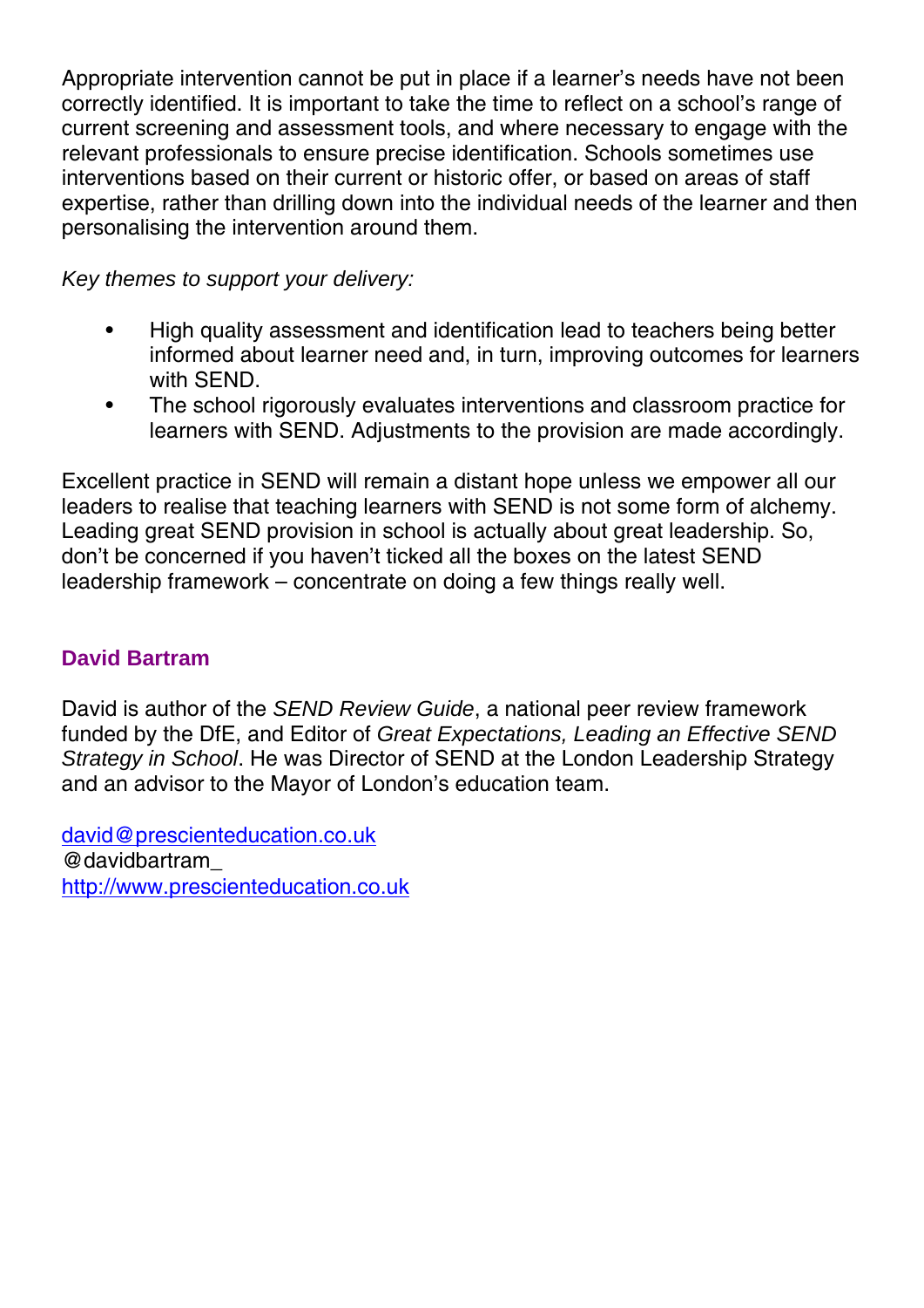Appropriate intervention cannot be put in place if a learner's needs have not been correctly identified. It is important to take the time to reflect on a school's range of current screening and assessment tools, and where necessary to engage with the relevant professionals to ensure precise identification. Schools sometimes use interventions based on their current or historic offer, or based on areas of staff expertise, rather than drilling down into the individual needs of the learner and then personalising the intervention around them.

*Key themes to support your delivery:*

- High quality assessment and identification lead to teachers being better informed about learner need and, in turn, improving outcomes for learners with SEND.
- The school rigorously evaluates interventions and classroom practice for learners with SEND. Adjustments to the provision are made accordingly.

Excellent practice in SEND will remain a distant hope unless we empower all our leaders to realise that teaching learners with SEND is not some form of alchemy. Leading great SEND provision in school is actually about great leadership. So, don't be concerned if you haven't ticked all the boxes on the latest SEND leadership framework – concentrate on doing a few things really well.

**David Bartram**

David is author of the *SEND Review Guide*, a national peer review framework funded by the DfE, and Editor of *Great Expectations, Leading an Effective SEND Strategy in School*. He was Director of SEND at the London Leadership Strategy and an advisor to the Mayor of London's education team.

david@prescienteducation.co.uk
@davidbartram_
http://www.prescienteducation.co.uk